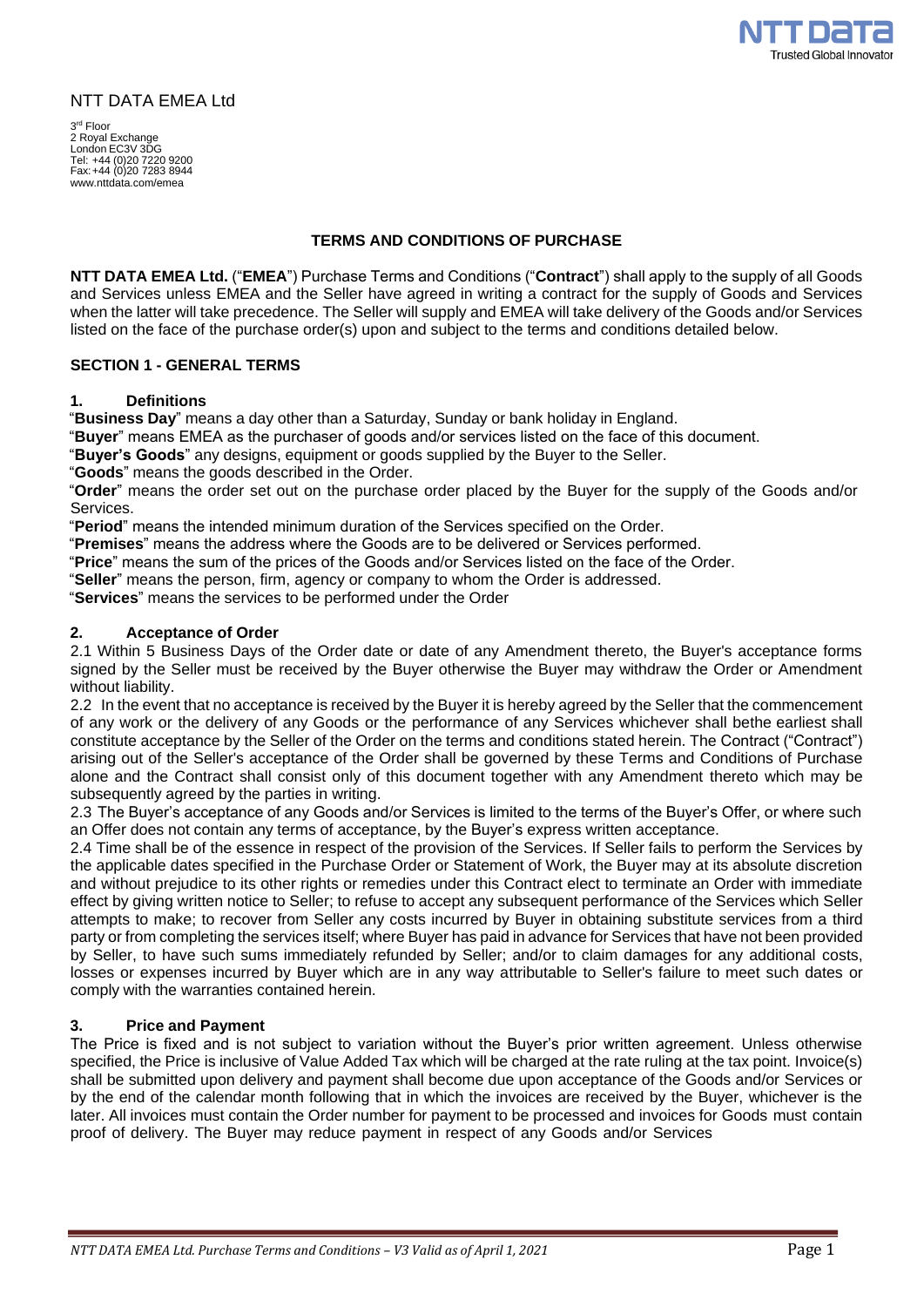NTT DATA EMEA Ltd

3rd Floor
2 Royal Exchange
London EC3V 3DG
Tel: +44 (0)20 7220 9200
Fax: +44 (0)20 7283 8944
www.nttdata.com/emea

# TERMS AND CONDITIONS OF PURCHASE

**NTT DATA EMEA Ltd.** ("**EMEA**") Purchase Terms and Conditions ("**Contract**") shall apply to the supply of all Goods and Services unless EMEA and the Seller have agreed in writing a contract for the supply of Goods and Services when the latter will take precedence. The Seller will supply and EMEA will take delivery of the Goods and/or Services listed on the face of the purchase order(s) upon and subject to the terms and conditions detailed below.

## SECTION 1 - GENERAL TERMS

### 1. Definitions

"**Business Day**" means a day other than a Saturday, Sunday or bank holiday in England.
"**Buyer**" means EMEA as the purchaser of goods and/or services listed on the face of this document.
"**Buyer's Goods**" any designs, equipment or goods supplied by the Buyer to the Seller.
"**Goods**" means the goods described in the Order.
"**Order**" means the order set out on the purchase order placed by the Buyer for the supply of the Goods and/or Services.
"**Period**" means the intended minimum duration of the Services specified on the Order.
"**Premises**" means the address where the Goods are to be delivered or Services performed.
"**Price**" means the sum of the prices of the Goods and/or Services listed on the face of the Order.
"**Seller**" means the person, firm, agency or company to whom the Order is addressed.
"**Services**" means the services to be performed under the Order

### 2. Acceptance of Order

2.1 Within 5 Business Days of the Order date or date of any Amendment thereto, the Buyer's acceptance forms signed by the Seller must be received by the Buyer otherwise the Buyer may withdraw the Order or Amendment without liability.

2.2 In the event that no acceptance is received by the Buyer it is hereby agreed by the Seller that the commencement of any work or the delivery of any Goods or the performance of any Services whichever shall bethe earliest shall constitute acceptance by the Seller of the Order on the terms and conditions stated herein. The Contract ("Contract") arising out of the Seller's acceptance of the Order shall be governed by these Terms and Conditions of Purchase alone and the Contract shall consist only of this document together with any Amendment thereto which may be subsequently agreed by the parties in writing.

2.3 The Buyer's acceptance of any Goods and/or Services is limited to the terms of the Buyer's Offer, or where such an Offer does not contain any terms of acceptance, by the Buyer's express written acceptance.

2.4 Time shall be of the essence in respect of the provision of the Services. If Seller fails to perform the Services by the applicable dates specified in the Purchase Order or Statement of Work, the Buyer may at its absolute discretion and without prejudice to its other rights or remedies under this Contract elect to terminate an Order with immediate effect by giving written notice to Seller; to refuse to accept any subsequent performance of the Services which Seller attempts to make; to recover from Seller any costs incurred by Buyer in obtaining substitute services from a third party or from completing the services itself; where Buyer has paid in advance for Services that have not been provided by Seller, to have such sums immediately refunded by Seller; and/or to claim damages for any additional costs, losses or expenses incurred by Buyer which are in any way attributable to Seller's failure to meet such dates or comply with the warranties contained herein.

### 3. Price and Payment

The Price is fixed and is not subject to variation without the Buyer's prior written agreement. Unless otherwise specified, the Price is inclusive of Value Added Tax which will be charged at the rate ruling at the tax point. Invoice(s) shall be submitted upon delivery and payment shall become due upon acceptance of the Goods and/or Services or by the end of the calendar month following that in which the invoices are received by the Buyer, whichever is the later. All invoices must contain the Order number for payment to be processed and invoices for Goods must contain proof of delivery. The Buyer may reduce payment in respect of any Goods and/or Services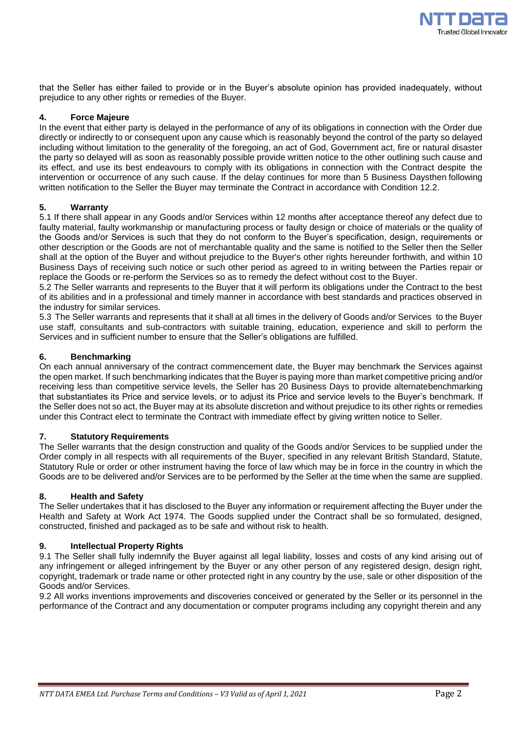that the Seller has either failed to provide or in the Buyer's absolute opinion has provided inadequately, without prejudice to any other rights or remedies of the Buyer.

#### 4. Force Majeure

In the event that either party is delayed in the performance of any of its obligations in connection with the Order due directly or indirectly to or consequent upon any cause which is reasonably beyond the control of the party so delayed including without limitation to the generality of the foregoing, an act of God, Government act, fire or natural disaster the party so delayed will as soon as reasonably possible provide written notice to the other outlining such cause and its effect, and use its best endeavours to comply with its obligations in connection with the Contract despite the intervention or occurrence of any such cause. If the delay continues for more than 5 Business Daysthen following written notification to the Seller the Buyer may terminate the Contract in accordance with Condition 12.2.

#### 5. Warranty

5.1 If there shall appear in any Goods and/or Services within 12 months after acceptance thereof any defect due to faulty material, faulty workmanship or manufacturing process or faulty design or choice of materials or the quality of the Goods and/or Services is such that they do not conform to the Buyer's specification, design, requirements or other description or the Goods are not of merchantable quality and the same is notified to the Seller then the Seller shall at the option of the Buyer and without prejudice to the Buyer's other rights hereunder forthwith, and within 10 Business Days of receiving such notice or such other period as agreed to in writing between the Parties repair or replace the Goods or re-perform the Services so as to remedy the defect without cost to the Buyer.

5.2 The Seller warrants and represents to the Buyer that it will perform its obligations under the Contract to the best of its abilities and in a professional and timely manner in accordance with best standards and practices observed in the industry for similar services.

5.3 The Seller warrants and represents that it shall at all times in the delivery of Goods and/or Services to the Buyer use staff, consultants and sub-contractors with suitable training, education, experience and skill to perform the Services and in sufficient number to ensure that the Seller's obligations are fulfilled.

#### 6. Benchmarking

On each annual anniversary of the contract commencement date, the Buyer may benchmark the Services against the open market. If such benchmarking indicates that the Buyer is paying more than market competitive pricing and/or receiving less than competitive service levels, the Seller has 20 Business Days to provide alternatebenchmarking that substantiates its Price and service levels, or to adjust its Price and service levels to the Buyer's benchmark. If the Seller does not so act, the Buyer may at its absolute discretion and without prejudice to its other rights or remedies under this Contract elect to terminate the Contract with immediate effect by giving written notice to Seller.

#### 7. Statutory Requirements

The Seller warrants that the design construction and quality of the Goods and/or Services to be supplied under the Order comply in all respects with all requirements of the Buyer, specified in any relevant British Standard, Statute, Statutory Rule or order or other instrument having the force of law which may be in force in the country in which the Goods are to be delivered and/or Services are to be performed by the Seller at the time when the same are supplied.

#### 8. Health and Safety

The Seller undertakes that it has disclosed to the Buyer any information or requirement affecting the Buyer under the Health and Safety at Work Act 1974. The Goods supplied under the Contract shall be so formulated, designed, constructed, finished and packaged as to be safe and without risk to health.

#### 9. Intellectual Property Rights

9.1 The Seller shall fully indemnify the Buyer against all legal liability, losses and costs of any kind arising out of any infringement or alleged infringement by the Buyer or any other person of any registered design, design right, copyright, trademark or trade name or other protected right in any country by the use, sale or other disposition of the Goods and/or Services.

9.2 All works inventions improvements and discoveries conceived or generated by the Seller or its personnel in the performance of the Contract and any documentation or computer programs including any copyright therein and any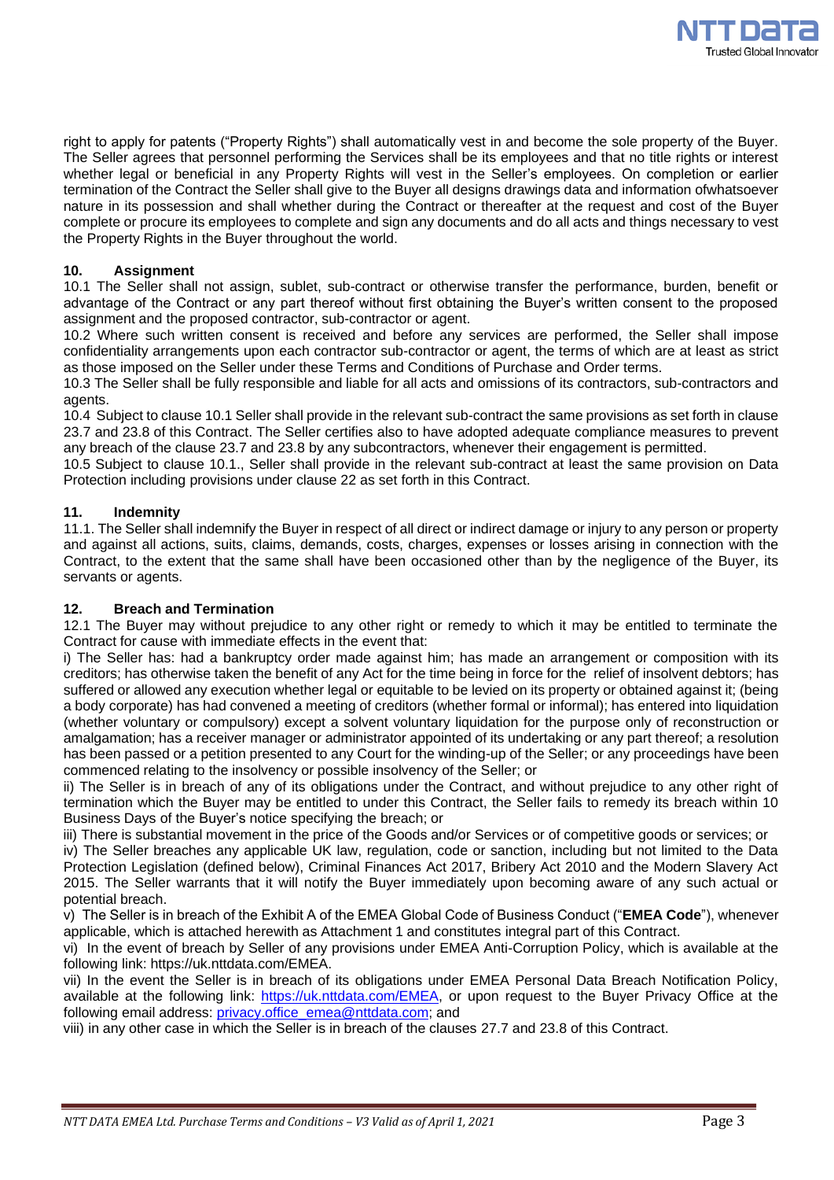right to apply for patents ("Property Rights") shall automatically vest in and become the sole property of the Buyer. The Seller agrees that personnel performing the Services shall be its employees and that no title rights or interest whether legal or beneficial in any Property Rights will vest in the Seller's employees. On completion or earlier termination of the Contract the Seller shall give to the Buyer all designs drawings data and information ofwhatsoever nature in its possession and shall whether during the Contract or thereafter at the request and cost of the Buyer complete or procure its employees to complete and sign any documents and do all acts and things necessary to vest the Property Rights in the Buyer throughout the world.

**10. Assignment**

10.1 The Seller shall not assign, sublet, sub-contract or otherwise transfer the performance, burden, benefit or advantage of the Contract or any part thereof without first obtaining the Buyer's written consent to the proposed assignment and the proposed contractor, sub-contractor or agent.

10.2 Where such written consent is received and before any services are performed, the Seller shall impose confidentiality arrangements upon each contractor sub-contractor or agent, the terms of which are at least as strict as those imposed on the Seller under these Terms and Conditions of Purchase and Order terms.

10.3 The Seller shall be fully responsible and liable for all acts and omissions of its contractors, sub-contractors and agents.

10.4 Subject to clause 10.1 Seller shall provide in the relevant sub-contract the same provisions as set forth in clause 23.7 and 23.8 of this Contract. The Seller certifies also to have adopted adequate compliance measures to prevent any breach of the clause 23.7 and 23.8 by any subcontractors, whenever their engagement is permitted.

10.5 Subject to clause 10.1., Seller shall provide in the relevant sub-contract at least the same provision on Data Protection including provisions under clause 22 as set forth in this Contract.

**11. Indemnity**

11.1. The Seller shall indemnify the Buyer in respect of all direct or indirect damage or injury to any person or property and against all actions, suits, claims, demands, costs, charges, expenses or losses arising in connection with the Contract, to the extent that the same shall have been occasioned other than by the negligence of the Buyer, its servants or agents.

**12. Breach and Termination**

12.1 The Buyer may without prejudice to any other right or remedy to which it may be entitled to terminate the Contract for cause with immediate effects in the event that:

i) The Seller has: had a bankruptcy order made against him; has made an arrangement or composition with its creditors; has otherwise taken the benefit of any Act for the time being in force for the relief of insolvent debtors; has suffered or allowed any execution whether legal or equitable to be levied on its property or obtained against it; (being a body corporate) has had convened a meeting of creditors (whether formal or informal); has entered into liquidation (whether voluntary or compulsory) except a solvent voluntary liquidation for the purpose only of reconstruction or amalgamation; has a receiver manager or administrator appointed of its undertaking or any part thereof; a resolution has been passed or a petition presented to any Court for the winding-up of the Seller; or any proceedings have been commenced relating to the insolvency or possible insolvency of the Seller; or

ii) The Seller is in breach of any of its obligations under the Contract, and without prejudice to any other right of termination which the Buyer may be entitled to under this Contract, the Seller fails to remedy its breach within 10 Business Days of the Buyer's notice specifying the breach; or

iii) There is substantial movement in the price of the Goods and/or Services or of competitive goods or services; or

iv) The Seller breaches any applicable UK law, regulation, code or sanction, including but not limited to the Data Protection Legislation (defined below), Criminal Finances Act 2017, Bribery Act 2010 and the Modern Slavery Act 2015. The Seller warrants that it will notify the Buyer immediately upon becoming aware of any such actual or potential breach.

v) The Seller is in breach of the Exhibit A of the EMEA Global Code of Business Conduct ("**EMEA Code**"), whenever applicable, which is attached herewith as Attachment 1 and constitutes integral part of this Contract.

vi) In the event of breach by Seller of any provisions under EMEA Anti-Corruption Policy, which is available at the following link: https://uk.nttdata.com/EMEA.

vii) In the event the Seller is in breach of its obligations under EMEA Personal Data Breach Notification Policy, available at the following link: https://uk.nttdata.com/EMEA, or upon request to the Buyer Privacy Office at the following email address: privacy.office_emea@nttdata.com; and

viii) in any other case in which the Seller is in breach of the clauses 27.7 and 23.8 of this Contract.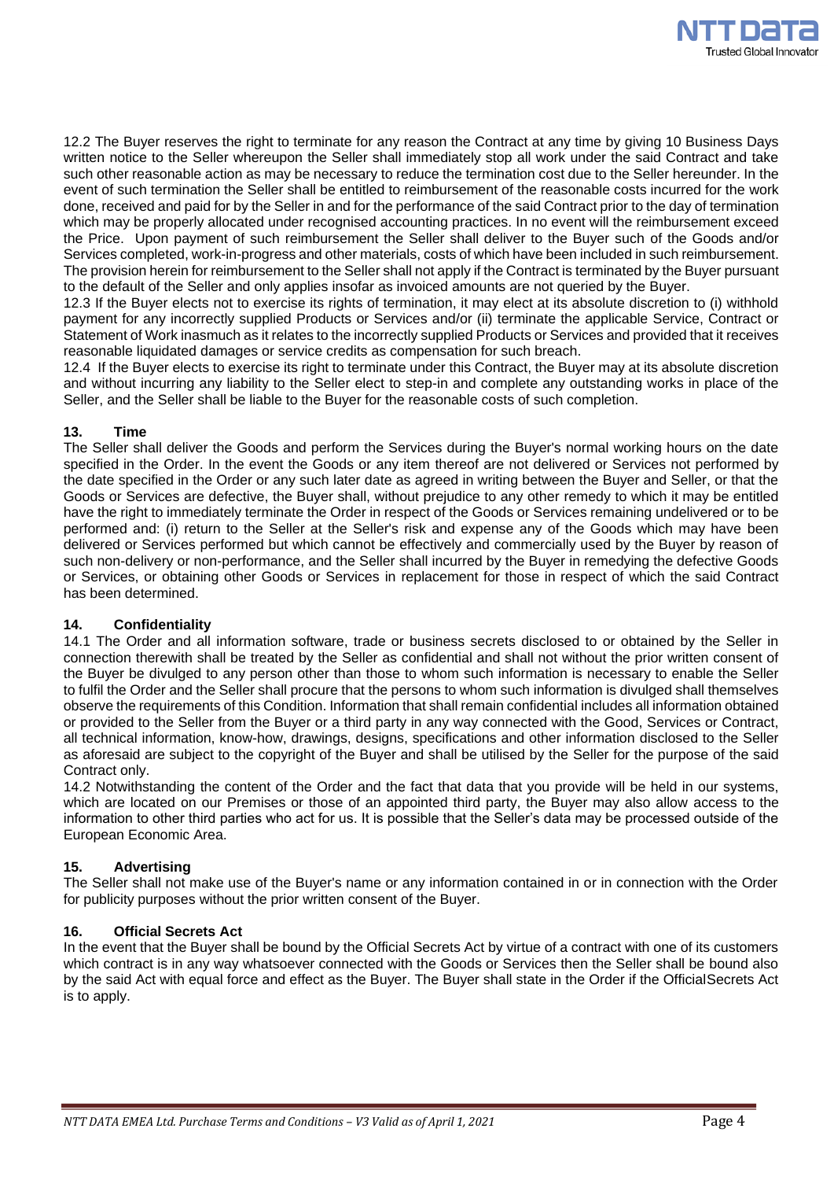12.2 The Buyer reserves the right to terminate for any reason the Contract at any time by giving 10 Business Days written notice to the Seller whereupon the Seller shall immediately stop all work under the said Contract and take such other reasonable action as may be necessary to reduce the termination cost due to the Seller hereunder. In the event of such termination the Seller shall be entitled to reimbursement of the reasonable costs incurred for the work done, received and paid for by the Seller in and for the performance of the said Contract prior to the day of termination which may be properly allocated under recognised accounting practices. In no event will the reimbursement exceed the Price. Upon payment of such reimbursement the Seller shall deliver to the Buyer such of the Goods and/or Services completed, work-in-progress and other materials, costs of which have been included in such reimbursement. The provision herein for reimbursement to the Seller shall not apply if the Contract is terminated by the Buyer pursuant to the default of the Seller and only applies insofar as invoiced amounts are not queried by the Buyer.

12.3 If the Buyer elects not to exercise its rights of termination, it may elect at its absolute discretion to (i) withhold payment for any incorrectly supplied Products or Services and/or (ii) terminate the applicable Service, Contract or Statement of Work inasmuch as it relates to the incorrectly supplied Products or Services and provided that it receives reasonable liquidated damages or service credits as compensation for such breach.

12.4 If the Buyer elects to exercise its right to terminate under this Contract, the Buyer may at its absolute discretion and without incurring any liability to the Seller elect to step-in and complete any outstanding works in place of the Seller, and the Seller shall be liable to the Buyer for the reasonable costs of such completion.

## 13. Time

The Seller shall deliver the Goods and perform the Services during the Buyer's normal working hours on the date specified in the Order. In the event the Goods or any item thereof are not delivered or Services not performed by the date specified in the Order or any such later date as agreed in writing between the Buyer and Seller, or that the Goods or Services are defective, the Buyer shall, without prejudice to any other remedy to which it may be entitled have the right to immediately terminate the Order in respect of the Goods or Services remaining undelivered or to be performed and: (i) return to the Seller at the Seller's risk and expense any of the Goods which may have been delivered or Services performed but which cannot be effectively and commercially used by the Buyer by reason of such non-delivery or non-performance, and the Seller shall incurred by the Buyer in remedying the defective Goods or Services, or obtaining other Goods or Services in replacement for those in respect of which the said Contract has been determined.

## 14. Confidentiality

14.1 The Order and all information software, trade or business secrets disclosed to or obtained by the Seller in connection therewith shall be treated by the Seller as confidential and shall not without the prior written consent of the Buyer be divulged to any person other than those to whom such information is necessary to enable the Seller to fulfil the Order and the Seller shall procure that the persons to whom such information is divulged shall themselves observe the requirements of this Condition. Information that shall remain confidential includes all information obtained or provided to the Seller from the Buyer or a third party in any way connected with the Good, Services or Contract, all technical information, know-how, drawings, designs, specifications and other information disclosed to the Seller as aforesaid are subject to the copyright of the Buyer and shall be utilised by the Seller for the purpose of the said Contract only.

14.2 Notwithstanding the content of the Order and the fact that data that you provide will be held in our systems, which are located on our Premises or those of an appointed third party, the Buyer may also allow access to the information to other third parties who act for us. It is possible that the Seller's data may be processed outside of the European Economic Area.

## 15. Advertising

The Seller shall not make use of the Buyer's name or any information contained in or in connection with the Order for publicity purposes without the prior written consent of the Buyer.

## 16. Official Secrets Act

In the event that the Buyer shall be bound by the Official Secrets Act by virtue of a contract with one of its customers which contract is in any way whatsoever connected with the Goods or Services then the Seller shall be bound also by the said Act with equal force and effect as the Buyer. The Buyer shall state in the Order if the OfficialSecrets Act is to apply.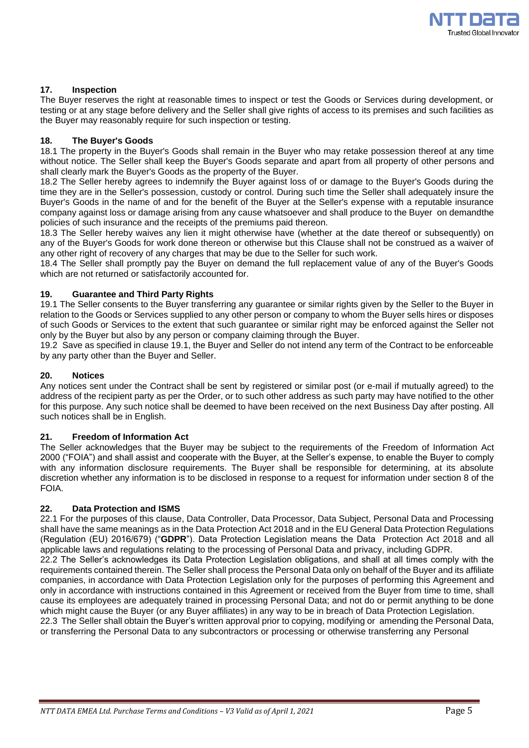## 17. Inspection

The Buyer reserves the right at reasonable times to inspect or test the Goods or Services during development, or testing or at any stage before delivery and the Seller shall give rights of access to its premises and such facilities as the Buyer may reasonably require for such inspection or testing.

## 18. The Buyer's Goods

18.1 The property in the Buyer's Goods shall remain in the Buyer who may retake possession thereof at any time without notice. The Seller shall keep the Buyer's Goods separate and apart from all property of other persons and shall clearly mark the Buyer's Goods as the property of the Buyer.

18.2 The Seller hereby agrees to indemnify the Buyer against loss of or damage to the Buyer's Goods during the time they are in the Seller's possession, custody or control. During such time the Seller shall adequately insure the Buyer's Goods in the name of and for the benefit of the Buyer at the Seller's expense with a reputable insurance company against loss or damage arising from any cause whatsoever and shall produce to the Buyer on demandthe policies of such insurance and the receipts of the premiums paid thereon.

18.3 The Seller hereby waives any lien it might otherwise have (whether at the date thereof or subsequently) on any of the Buyer's Goods for work done thereon or otherwise but this Clause shall not be construed as a waiver of any other right of recovery of any charges that may be due to the Seller for such work.

18.4 The Seller shall promptly pay the Buyer on demand the full replacement value of any of the Buyer's Goods which are not returned or satisfactorily accounted for.

## 19. Guarantee and Third Party Rights

19.1 The Seller consents to the Buyer transferring any guarantee or similar rights given by the Seller to the Buyer in relation to the Goods or Services supplied to any other person or company to whom the Buyer sells hires or disposes of such Goods or Services to the extent that such guarantee or similar right may be enforced against the Seller not only by the Buyer but also by any person or company claiming through the Buyer.

19.2 Save as specified in clause 19.1, the Buyer and Seller do not intend any term of the Contract to be enforceable by any party other than the Buyer and Seller.

## 20. Notices

Any notices sent under the Contract shall be sent by registered or similar post (or e-mail if mutually agreed) to the address of the recipient party as per the Order, or to such other address as such party may have notified to the other for this purpose. Any such notice shall be deemed to have been received on the next Business Day after posting. All such notices shall be in English.

## 21. Freedom of Information Act

The Seller acknowledges that the Buyer may be subject to the requirements of the Freedom of Information Act 2000 ("FOIA") and shall assist and cooperate with the Buyer, at the Seller's expense, to enable the Buyer to comply with any information disclosure requirements. The Buyer shall be responsible for determining, at its absolute discretion whether any information is to be disclosed in response to a request for information under section 8 of the FOIA.

## 22. Data Protection and ISMS

22.1 For the purposes of this clause, Data Controller, Data Processor, Data Subject, Personal Data and Processing shall have the same meanings as in the Data Protection Act 2018 and in the EU General Data Protection Regulations (Regulation (EU) 2016/679) ("**GDPR**"). Data Protection Legislation means the Data Protection Act 2018 and all applicable laws and regulations relating to the processing of Personal Data and privacy, including GDPR.

22.2 The Seller's acknowledges its Data Protection Legislation obligations, and shall at all times comply with the requirements contained therein. The Seller shall process the Personal Data only on behalf of the Buyer and its affiliate companies, in accordance with Data Protection Legislation only for the purposes of performing this Agreement and only in accordance with instructions contained in this Agreement or received from the Buyer from time to time, shall cause its employees are adequately trained in processing Personal Data; and not do or permit anything to be done which might cause the Buyer (or any Buyer affiliates) in any way to be in breach of Data Protection Legislation.

22.3 The Seller shall obtain the Buyer's written approval prior to copying, modifying or amending the Personal Data, or transferring the Personal Data to any subcontractors or processing or otherwise transferring any Personal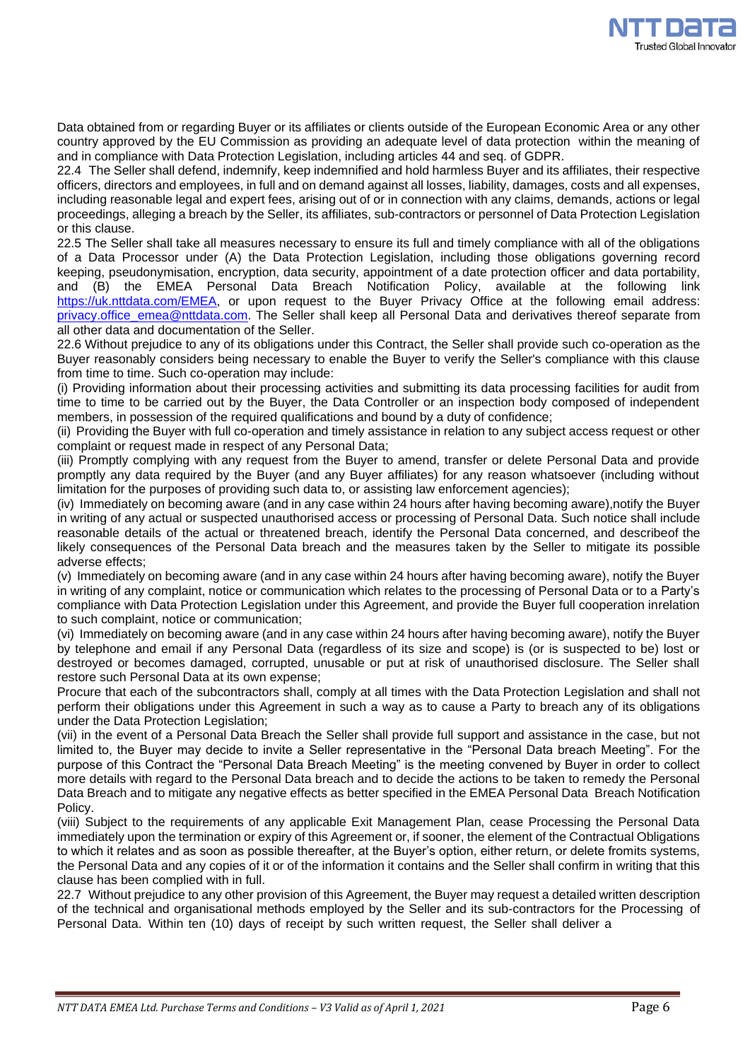Data obtained from or regarding Buyer or its affiliates or clients outside of the European Economic Area or any other country approved by the EU Commission as providing an adequate level of data protection within the meaning of and in compliance with Data Protection Legislation, including articles 44 and seq. of GDPR.

22.4 The Seller shall defend, indemnify, keep indemnified and hold harmless Buyer and its affiliates, their respective officers, directors and employees, in full and on demand against all losses, liability, damages, costs and all expenses, including reasonable legal and expert fees, arising out of or in connection with any claims, demands, actions or legal proceedings, alleging a breach by the Seller, its affiliates, sub-contractors or personnel of Data Protection Legislation or this clause.

22.5 The Seller shall take all measures necessary to ensure its full and timely compliance with all of the obligations of a Data Processor under (A) the Data Protection Legislation, including those obligations governing record keeping, pseudonymisation, encryption, data security, appointment of a date protection officer and data portability, and (B) the EMEA Personal Data Breach Notification Policy, available at the following link https://uk.nttdata.com/EMEA, or upon request to the Buyer Privacy Office at the following email address: privacy.office_emea@nttdata.com. The Seller shall keep all Personal Data and derivatives thereof separate from all other data and documentation of the Seller.

22.6 Without prejudice to any of its obligations under this Contract, the Seller shall provide such co-operation as the Buyer reasonably considers being necessary to enable the Buyer to verify the Seller's compliance with this clause from time to time. Such co-operation may include:

(i) Providing information about their processing activities and submitting its data processing facilities for audit from time to time to be carried out by the Buyer, the Data Controller or an inspection body composed of independent members, in possession of the required qualifications and bound by a duty of confidence;

(ii) Providing the Buyer with full co-operation and timely assistance in relation to any subject access request or other complaint or request made in respect of any Personal Data;

(iii) Promptly complying with any request from the Buyer to amend, transfer or delete Personal Data and provide promptly any data required by the Buyer (and any Buyer affiliates) for any reason whatsoever (including without limitation for the purposes of providing such data to, or assisting law enforcement agencies);

(iv) Immediately on becoming aware (and in any case within 24 hours after having becoming aware),notify the Buyer in writing of any actual or suspected unauthorised access or processing of Personal Data. Such notice shall include reasonable details of the actual or threatened breach, identify the Personal Data concerned, and describeof the likely consequences of the Personal Data breach and the measures taken by the Seller to mitigate its possible adverse effects;

(v) Immediately on becoming aware (and in any case within 24 hours after having becoming aware), notify the Buyer in writing of any complaint, notice or communication which relates to the processing of Personal Data or to a Party's compliance with Data Protection Legislation under this Agreement, and provide the Buyer full cooperation inrelation to such complaint, notice or communication;

(vi) Immediately on becoming aware (and in any case within 24 hours after having becoming aware), notify the Buyer by telephone and email if any Personal Data (regardless of its size and scope) is (or is suspected to be) lost or destroyed or becomes damaged, corrupted, unusable or put at risk of unauthorised disclosure. The Seller shall restore such Personal Data at its own expense;

Procure that each of the subcontractors shall, comply at all times with the Data Protection Legislation and shall not perform their obligations under this Agreement in such a way as to cause a Party to breach any of its obligations under the Data Protection Legislation;

(vii) in the event of a Personal Data Breach the Seller shall provide full support and assistance in the case, but not limited to, the Buyer may decide to invite a Seller representative in the "Personal Data breach Meeting". For the purpose of this Contract the "Personal Data Breach Meeting" is the meeting convened by Buyer in order to collect more details with regard to the Personal Data breach and to decide the actions to be taken to remedy the Personal Data Breach and to mitigate any negative effects as better specified in the EMEA Personal Data Breach Notification Policy.

(viii) Subject to the requirements of any applicable Exit Management Plan, cease Processing the Personal Data immediately upon the termination or expiry of this Agreement or, if sooner, the element of the Contractual Obligations to which it relates and as soon as possible thereafter, at the Buyer's option, either return, or delete fromits systems, the Personal Data and any copies of it or of the information it contains and the Seller shall confirm in writing that this clause has been complied with in full.

22.7 Without prejudice to any other provision of this Agreement, the Buyer may request a detailed written description of the technical and organisational methods employed by the Seller and its sub-contractors for the Processing of Personal Data. Within ten (10) days of receipt by such written request, the Seller shall deliver a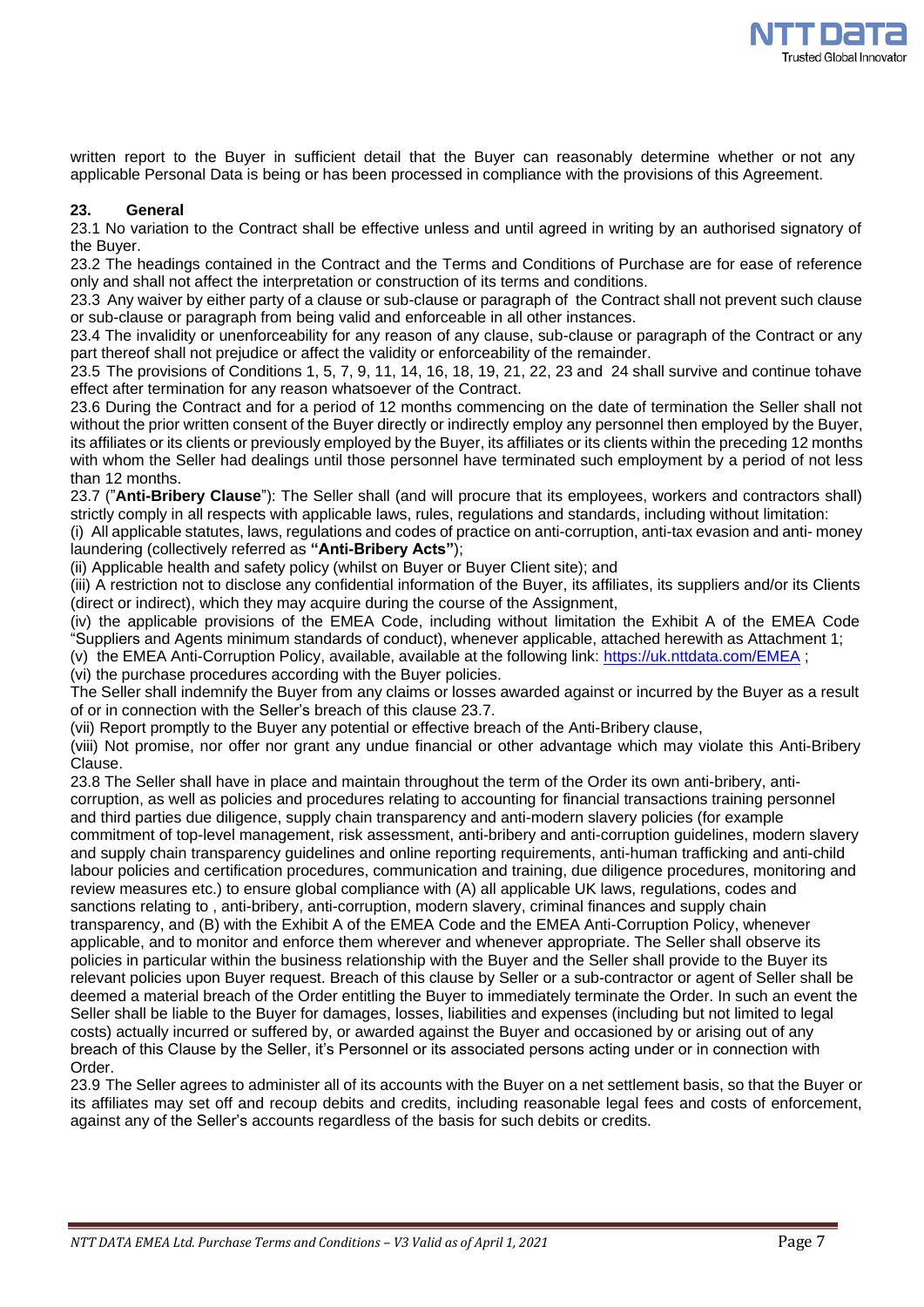written report to the Buyer in sufficient detail that the Buyer can reasonably determine whether or not any applicable Personal Data is being or has been processed in compliance with the provisions of this Agreement.

**23. General**

23.1 No variation to the Contract shall be effective unless and until agreed in writing by an authorised signatory of the Buyer.

23.2 The headings contained in the Contract and the Terms and Conditions of Purchase are for ease of reference only and shall not affect the interpretation or construction of its terms and conditions.

23.3 Any waiver by either party of a clause or sub-clause or paragraph of the Contract shall not prevent such clause or sub-clause or paragraph from being valid and enforceable in all other instances.

23.4 The invalidity or unenforceability for any reason of any clause, sub-clause or paragraph of the Contract or any part thereof shall not prejudice or affect the validity or enforceability of the remainder.

23.5 The provisions of Conditions 1, 5, 7, 9, 11, 14, 16, 18, 19, 21, 22, 23 and 24 shall survive and continue tohave effect after termination for any reason whatsoever of the Contract.

23.6 During the Contract and for a period of 12 months commencing on the date of termination the Seller shall not without the prior written consent of the Buyer directly or indirectly employ any personnel then employed by the Buyer, its affiliates or its clients or previously employed by the Buyer, its affiliates or its clients within the preceding 12 months with whom the Seller had dealings until those personnel have terminated such employment by a period of not less than 12 months.

23.7 ("**Anti-Bribery Clause**"): The Seller shall (and will procure that its employees, workers and contractors shall) strictly comply in all respects with applicable laws, rules, regulations and standards, including without limitation:

(i) All applicable statutes, laws, regulations and codes of practice on anti-corruption, anti-tax evasion and anti- money laundering (collectively referred as **"Anti-Bribery Acts"**);

(ii) Applicable health and safety policy (whilst on Buyer or Buyer Client site); and

(iii) A restriction not to disclose any confidential information of the Buyer, its affiliates, its suppliers and/or its Clients (direct or indirect), which they may acquire during the course of the Assignment,

(iv) the applicable provisions of the EMEA Code, including without limitation the Exhibit A of the EMEA Code "Suppliers and Agents minimum standards of conduct), whenever applicable, attached herewith as Attachment 1;

(v) the EMEA Anti-Corruption Policy, available, available at the following link: https://uk.nttdata.com/EMEA ;

(vi) the purchase procedures according with the Buyer policies.

The Seller shall indemnify the Buyer from any claims or losses awarded against or incurred by the Buyer as a result of or in connection with the Seller's breach of this clause 23.7.

(vii) Report promptly to the Buyer any potential or effective breach of the Anti-Bribery clause,

(viii) Not promise, nor offer nor grant any undue financial or other advantage which may violate this Anti-Bribery Clause.

23.8 The Seller shall have in place and maintain throughout the term of the Order its own anti-bribery, anti-corruption, as well as policies and procedures relating to accounting for financial transactions training personnel and third parties due diligence, supply chain transparency and anti-modern slavery policies (for example commitment of top-level management, risk assessment, anti-bribery and anti-corruption guidelines, modern slavery and supply chain transparency guidelines and online reporting requirements, anti-human trafficking and anti-child labour policies and certification procedures, communication and training, due diligence procedures, monitoring and review measures etc.) to ensure global compliance with (A) all applicable UK laws, regulations, codes and sanctions relating to , anti-bribery, anti-corruption, modern slavery, criminal finances and supply chain transparency, and (B) with the Exhibit A of the EMEA Code and the EMEA Anti-Corruption Policy, whenever applicable, and to monitor and enforce them wherever and whenever appropriate. The Seller shall observe its policies in particular within the business relationship with the Buyer and the Seller shall provide to the Buyer its relevant policies upon Buyer request. Breach of this clause by Seller or a sub-contractor or agent of Seller shall be deemed a material breach of the Order entitling the Buyer to immediately terminate the Order. In such an event the Seller shall be liable to the Buyer for damages, losses, liabilities and expenses (including but not limited to legal costs) actually incurred or suffered by, or awarded against the Buyer and occasioned by or arising out of any breach of this Clause by the Seller, it's Personnel or its associated persons acting under or in connection with Order.

23.9 The Seller agrees to administer all of its accounts with the Buyer on a net settlement basis, so that the Buyer or its affiliates may set off and recoup debits and credits, including reasonable legal fees and costs of enforcement, against any of the Seller's accounts regardless of the basis for such debits or credits.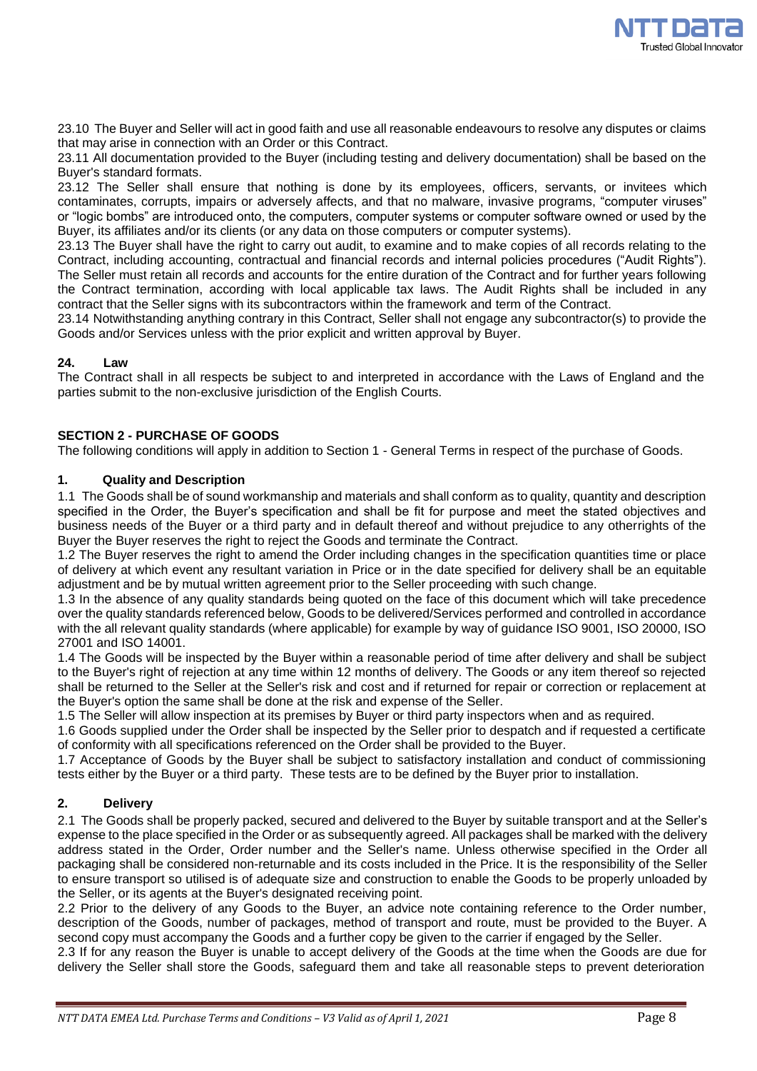23.10 The Buyer and Seller will act in good faith and use all reasonable endeavours to resolve any disputes or claims that may arise in connection with an Order or this Contract.

23.11 All documentation provided to the Buyer (including testing and delivery documentation) shall be based on the Buyer's standard formats.

23.12 The Seller shall ensure that nothing is done by its employees, officers, servants, or invitees which contaminates, corrupts, impairs or adversely affects, and that no malware, invasive programs, "computer viruses" or "logic bombs" are introduced onto, the computers, computer systems or computer software owned or used by the Buyer, its affiliates and/or its clients (or any data on those computers or computer systems).

23.13 The Buyer shall have the right to carry out audit, to examine and to make copies of all records relating to the Contract, including accounting, contractual and financial records and internal policies procedures ("Audit Rights"). The Seller must retain all records and accounts for the entire duration of the Contract and for further years following the Contract termination, according with local applicable tax laws. The Audit Rights shall be included in any contract that the Seller signs with its subcontractors within the framework and term of the Contract.

23.14 Notwithstanding anything contrary in this Contract, Seller shall not engage any subcontractor(s) to provide the Goods and/or Services unless with the prior explicit and written approval by Buyer.

### 24. Law

The Contract shall in all respects be subject to and interpreted in accordance with the Laws of England and the parties submit to the non-exclusive jurisdiction of the English Courts.

## SECTION 2 - PURCHASE OF GOODS

The following conditions will apply in addition to Section 1 - General Terms in respect of the purchase of Goods.

### 1. Quality and Description

1.1 The Goods shall be of sound workmanship and materials and shall conform as to quality, quantity and description specified in the Order, the Buyer's specification and shall be fit for purpose and meet the stated objectives and business needs of the Buyer or a third party and in default thereof and without prejudice to any otherrights of the Buyer the Buyer reserves the right to reject the Goods and terminate the Contract.

1.2 The Buyer reserves the right to amend the Order including changes in the specification quantities time or place of delivery at which event any resultant variation in Price or in the date specified for delivery shall be an equitable adjustment and be by mutual written agreement prior to the Seller proceeding with such change.

1.3 In the absence of any quality standards being quoted on the face of this document which will take precedence over the quality standards referenced below, Goods to be delivered/Services performed and controlled in accordance with the all relevant quality standards (where applicable) for example by way of guidance ISO 9001, ISO 20000, ISO 27001 and ISO 14001.

1.4 The Goods will be inspected by the Buyer within a reasonable period of time after delivery and shall be subject to the Buyer's right of rejection at any time within 12 months of delivery. The Goods or any item thereof so rejected shall be returned to the Seller at the Seller's risk and cost and if returned for repair or correction or replacement at the Buyer's option the same shall be done at the risk and expense of the Seller.

1.5 The Seller will allow inspection at its premises by Buyer or third party inspectors when and as required.

1.6 Goods supplied under the Order shall be inspected by the Seller prior to despatch and if requested a certificate of conformity with all specifications referenced on the Order shall be provided to the Buyer.

1.7 Acceptance of Goods by the Buyer shall be subject to satisfactory installation and conduct of commissioning tests either by the Buyer or a third party. These tests are to be defined by the Buyer prior to installation.

### 2. Delivery

2.1 The Goods shall be properly packed, secured and delivered to the Buyer by suitable transport and at the Seller's expense to the place specified in the Order or as subsequently agreed. All packages shall be marked with the delivery address stated in the Order, Order number and the Seller's name. Unless otherwise specified in the Order all packaging shall be considered non-returnable and its costs included in the Price. It is the responsibility of the Seller to ensure transport so utilised is of adequate size and construction to enable the Goods to be properly unloaded by the Seller, or its agents at the Buyer's designated receiving point.

2.2 Prior to the delivery of any Goods to the Buyer, an advice note containing reference to the Order number, description of the Goods, number of packages, method of transport and route, must be provided to the Buyer. A second copy must accompany the Goods and a further copy be given to the carrier if engaged by the Seller.

2.3 If for any reason the Buyer is unable to accept delivery of the Goods at the time when the Goods are due for delivery the Seller shall store the Goods, safeguard them and take all reasonable steps to prevent deterioration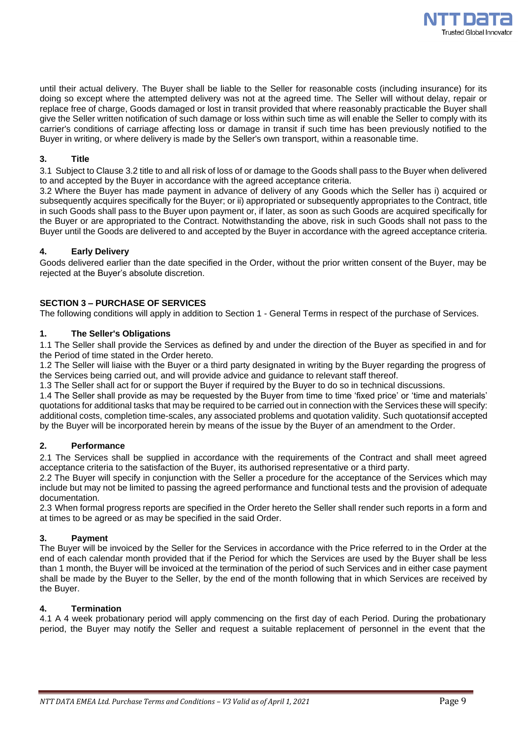until their actual delivery. The Buyer shall be liable to the Seller for reasonable costs (including insurance) for its doing so except where the attempted delivery was not at the agreed time. The Seller will without delay, repair or replace free of charge, Goods damaged or lost in transit provided that where reasonably practicable the Buyer shall give the Seller written notification of such damage or loss within such time as will enable the Seller to comply with its carrier's conditions of carriage affecting loss or damage in transit if such time has been previously notified to the Buyer in writing, or where delivery is made by the Seller's own transport, within a reasonable time.

### 3. Title

3.1 Subject to Clause 3.2 title to and all risk of loss of or damage to the Goods shall pass to the Buyer when delivered to and accepted by the Buyer in accordance with the agreed acceptance criteria.
3.2 Where the Buyer has made payment in advance of delivery of any Goods which the Seller has i) acquired or subsequently acquires specifically for the Buyer; or ii) appropriated or subsequently appropriates to the Contract, title in such Goods shall pass to the Buyer upon payment or, if later, as soon as such Goods are acquired specifically for the Buyer or are appropriated to the Contract. Notwithstanding the above, risk in such Goods shall not pass to the Buyer until the Goods are delivered to and accepted by the Buyer in accordance with the agreed acceptance criteria.

### 4. Early Delivery

Goods delivered earlier than the date specified in the Order, without the prior written consent of the Buyer, may be rejected at the Buyer's absolute discretion.

## SECTION 3 – PURCHASE OF SERVICES

The following conditions will apply in addition to Section 1 - General Terms in respect of the purchase of Services.

### 1. The Seller's Obligations

1.1 The Seller shall provide the Services as defined by and under the direction of the Buyer as specified in and for the Period of time stated in the Order hereto.
1.2 The Seller will liaise with the Buyer or a third party designated in writing by the Buyer regarding the progress of the Services being carried out, and will provide advice and guidance to relevant staff thereof.
1.3 The Seller shall act for or support the Buyer if required by the Buyer to do so in technical discussions.
1.4 The Seller shall provide as may be requested by the Buyer from time to time 'fixed price' or 'time and materials' quotations for additional tasks that may be required to be carried out in connection with the Services these will specify: additional costs, completion time-scales, any associated problems and quotation validity. Such quotationsif accepted by the Buyer will be incorporated herein by means of the issue by the Buyer of an amendment to the Order.

### 2. Performance

2.1 The Services shall be supplied in accordance with the requirements of the Contract and shall meet agreed acceptance criteria to the satisfaction of the Buyer, its authorised representative or a third party.
2.2 The Buyer will specify in conjunction with the Seller a procedure for the acceptance of the Services which may include but may not be limited to passing the agreed performance and functional tests and the provision of adequate documentation.
2.3 When formal progress reports are specified in the Order hereto the Seller shall render such reports in a form and at times to be agreed or as may be specified in the said Order.

### 3. Payment

The Buyer will be invoiced by the Seller for the Services in accordance with the Price referred to in the Order at the end of each calendar month provided that if the Period for which the Services are used by the Buyer shall be less than 1 month, the Buyer will be invoiced at the termination of the period of such Services and in either case payment shall be made by the Buyer to the Seller, by the end of the month following that in which Services are received by the Buyer.

### 4. Termination

4.1 A 4 week probationary period will apply commencing on the first day of each Period. During the probationary period, the Buyer may notify the Seller and request a suitable replacement of personnel in the event that the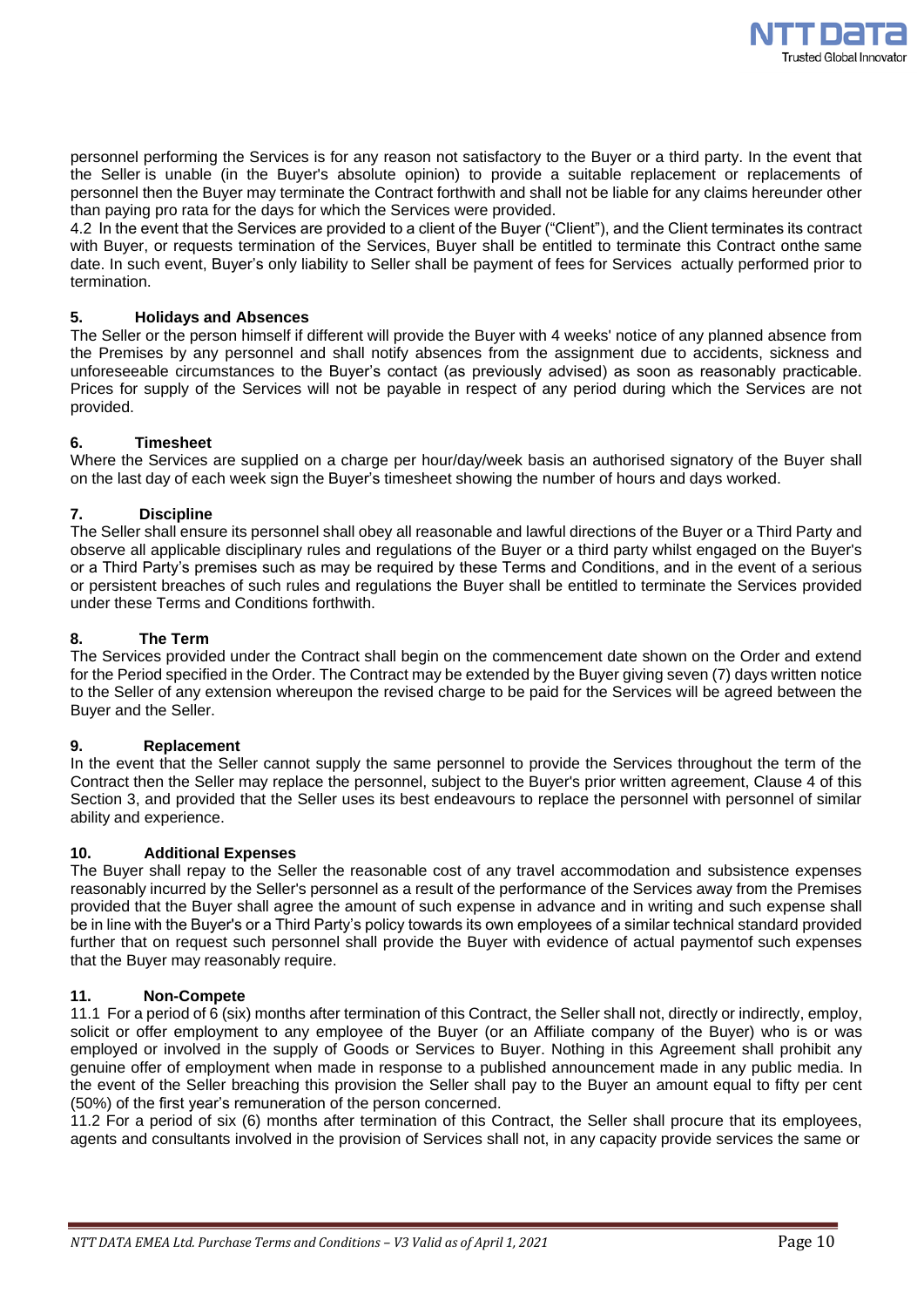personnel performing the Services is for any reason not satisfactory to the Buyer or a third party. In the event that the Seller is unable (in the Buyer's absolute opinion) to provide a suitable replacement or replacements of personnel then the Buyer may terminate the Contract forthwith and shall not be liable for any claims hereunder other than paying pro rata for the days for which the Services were provided.

4.2 In the event that the Services are provided to a client of the Buyer ("Client"), and the Client terminates its contract with Buyer, or requests termination of the Services, Buyer shall be entitled to terminate this Contract onthe same date. In such event, Buyer's only liability to Seller shall be payment of fees for Services actually performed prior to termination.

### 5. Holidays and Absences

The Seller or the person himself if different will provide the Buyer with 4 weeks' notice of any planned absence from the Premises by any personnel and shall notify absences from the assignment due to accidents, sickness and unforeseeable circumstances to the Buyer's contact (as previously advised) as soon as reasonably practicable. Prices for supply of the Services will not be payable in respect of any period during which the Services are not provided.

### 6. Timesheet

Where the Services are supplied on a charge per hour/day/week basis an authorised signatory of the Buyer shall on the last day of each week sign the Buyer's timesheet showing the number of hours and days worked.

### 7. Discipline

The Seller shall ensure its personnel shall obey all reasonable and lawful directions of the Buyer or a Third Party and observe all applicable disciplinary rules and regulations of the Buyer or a third party whilst engaged on the Buyer's or a Third Party's premises such as may be required by these Terms and Conditions, and in the event of a serious or persistent breaches of such rules and regulations the Buyer shall be entitled to terminate the Services provided under these Terms and Conditions forthwith.

### 8. The Term

The Services provided under the Contract shall begin on the commencement date shown on the Order and extend for the Period specified in the Order. The Contract may be extended by the Buyer giving seven (7) days written notice to the Seller of any extension whereupon the revised charge to be paid for the Services will be agreed between the Buyer and the Seller.

### 9. Replacement

In the event that the Seller cannot supply the same personnel to provide the Services throughout the term of the Contract then the Seller may replace the personnel, subject to the Buyer's prior written agreement, Clause 4 of this Section 3, and provided that the Seller uses its best endeavours to replace the personnel with personnel of similar ability and experience.

### 10. Additional Expenses

The Buyer shall repay to the Seller the reasonable cost of any travel accommodation and subsistence expenses reasonably incurred by the Seller's personnel as a result of the performance of the Services away from the Premises provided that the Buyer shall agree the amount of such expense in advance and in writing and such expense shall be in line with the Buyer's or a Third Party's policy towards its own employees of a similar technical standard provided further that on request such personnel shall provide the Buyer with evidence of actual paymentof such expenses that the Buyer may reasonably require.

### 11. Non-Compete

11.1 For a period of 6 (six) months after termination of this Contract, the Seller shall not, directly or indirectly, employ, solicit or offer employment to any employee of the Buyer (or an Affiliate company of the Buyer) who is or was employed or involved in the supply of Goods or Services to Buyer. Nothing in this Agreement shall prohibit any genuine offer of employment when made in response to a published announcement made in any public media. In the event of the Seller breaching this provision the Seller shall pay to the Buyer an amount equal to fifty per cent (50%) of the first year's remuneration of the person concerned.

11.2 For a period of six (6) months after termination of this Contract, the Seller shall procure that its employees, agents and consultants involved in the provision of Services shall not, in any capacity provide services the same or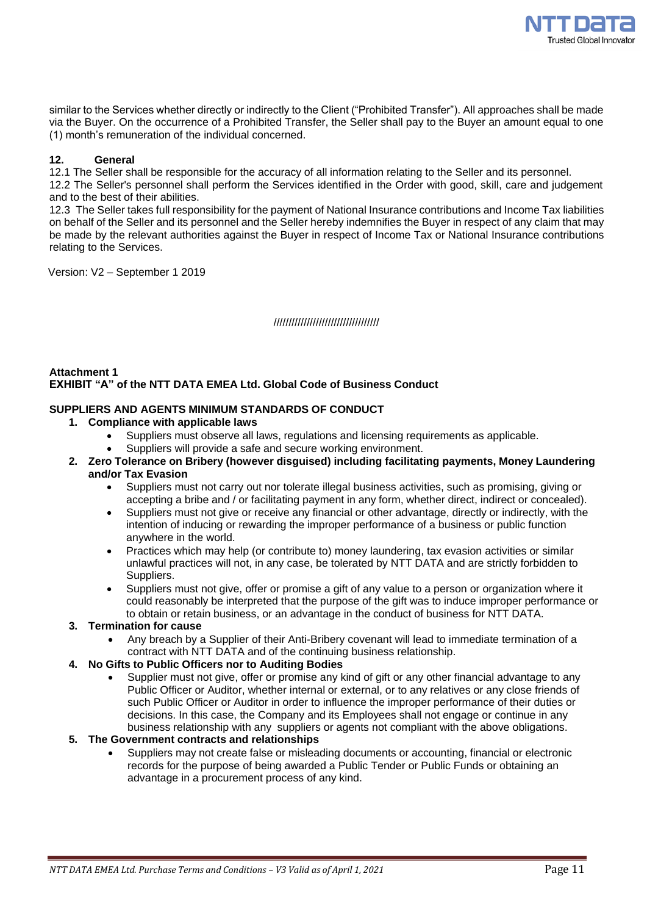similar to the Services whether directly or indirectly to the Client ("Prohibited Transfer"). All approaches shall be made via the Buyer. On the occurrence of a Prohibited Transfer, the Seller shall pay to the Buyer an amount equal to one (1) month's remuneration of the individual concerned.

## 12. General

12.1 The Seller shall be responsible for the accuracy of all information relating to the Seller and its personnel.

12.2 The Seller's personnel shall perform the Services identified in the Order with good, skill, care and judgement and to the best of their abilities.

12.3 The Seller takes full responsibility for the payment of National Insurance contributions and Income Tax liabilities on behalf of the Seller and its personnel and the Seller hereby indemnifies the Buyer in respect of any claim that may be made by the relevant authorities against the Buyer in respect of Income Tax or National Insurance contributions relating to the Services.

Version: V2 – September 1 2019

////////////////////////////////

**Attachment 1**
**EXHIBIT "A" of the NTT DATA EMEA Ltd. Global Code of Business Conduct**

**SUPPLIERS AND AGENTS MINIMUM STANDARDS OF CONDUCT**

1. **Compliance with applicable laws**
   - Suppliers must observe all laws, regulations and licensing requirements as applicable.
   - Suppliers will provide a safe and secure working environment.
2. **Zero Tolerance on Bribery (however disguised) including facilitating payments, Money Laundering and/or Tax Evasion**
   - Suppliers must not carry out nor tolerate illegal business activities, such as promising, giving or accepting a bribe and / or facilitating payment in any form, whether direct, indirect or concealed).
   - Suppliers must not give or receive any financial or other advantage, directly or indirectly, with the intention of inducing or rewarding the improper performance of a business or public function anywhere in the world.
   - Practices which may help (or contribute to) money laundering, tax evasion activities or similar unlawful practices will not, in any case, be tolerated by NTT DATA and are strictly forbidden to Suppliers.
   - Suppliers must not give, offer or promise a gift of any value to a person or organization where it could reasonably be interpreted that the purpose of the gift was to induce improper performance or to obtain or retain business, or an advantage in the conduct of business for NTT DATA.
3. **Termination for cause**
   - Any breach by a Supplier of their Anti-Bribery covenant will lead to immediate termination of a contract with NTT DATA and of the continuing business relationship.
4. **No Gifts to Public Officers nor to Auditing Bodies**
   - Supplier must not give, offer or promise any kind of gift or any other financial advantage to any Public Officer or Auditor, whether internal or external, or to any relatives or any close friends of such Public Officer or Auditor in order to influence the improper performance of their duties or decisions. In this case, the Company and its Employees shall not engage or continue in any business relationship with any suppliers or agents not compliant with the above obligations.
5. **The Government contracts and relationships**
   - Suppliers may not create false or misleading documents or accounting, financial or electronic records for the purpose of being awarded a Public Tender or Public Funds or obtaining an advantage in a procurement process of any kind.